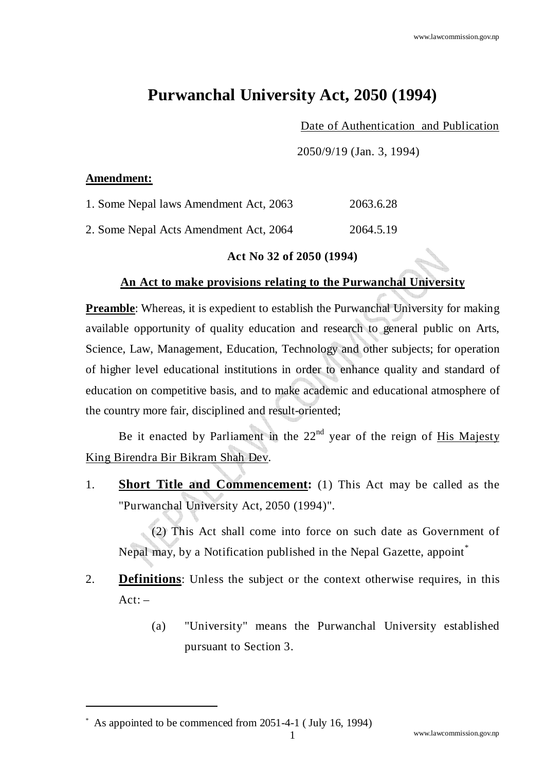# Purwanchal University Act, 2050 (1994)

Date of Authentication and Publication

2050/9/19 (Jan. 3, 1994)

**Amendment:**

| | |
|---|---|
| 1. Some Nepal laws Amendment Act, 2063 | 2063.6.28 |
| 2. Some Nepal Acts Amendment Act, 2064 | 2064.5.19 |

**Act No 32 of 2050 (1994)**

**An Act to make provisions relating to the Purwanchal University**

**Preamble**: Whereas, it is expedient to establish the Purwanchal University for making available opportunity of quality education and research to general public on Arts, Science, Law, Management, Education, Technology and other subjects; for operation of higher level educational institutions in order to enhance quality and standard of education on competitive basis, and to make academic and educational atmosphere of the country more fair, disciplined and result-oriented;

Be it enacted by Parliament in the 22nd year of the reign of His Majesty King Birendra Bir Bikram Shah Dev.

1. **Short Title and Commencement:** (1) This Act may be called as the "Purwanchal University Act, 2050 (1994)".

   (2) This Act shall come into force on such date as Government of Nepal may, by a Notification published in the Nepal Gazette, appoint[*]

2. **Definitions**: Unless the subject or the context otherwise requires, in this Act: –

   (a) "University" means the Purwanchal University established pursuant to Section 3.

---

[*] As appointed to be commenced from 2051-4-1 ( July 16, 1994)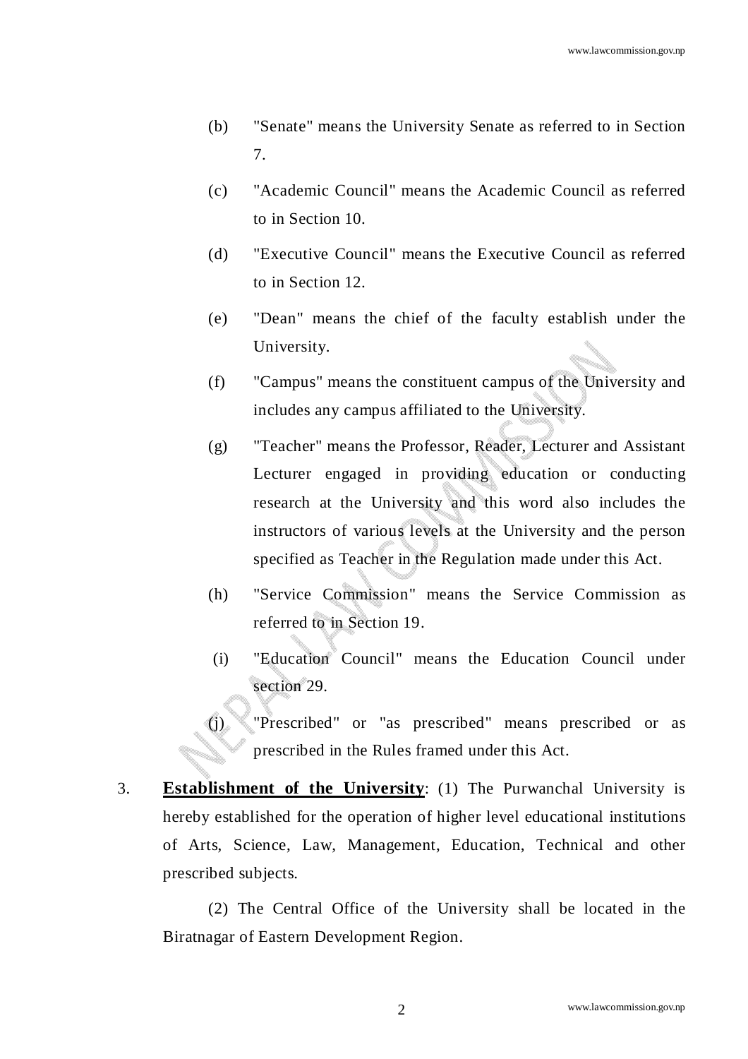(b) "Senate" means the University Senate as referred to in Section 7.

(c) "Academic Council" means the Academic Council as referred to in Section 10.

(d) "Executive Council" means the Executive Council as referred to in Section 12.

(e) "Dean" means the chief of the faculty establish under the University.

(f) "Campus" means the constituent campus of the University and includes any campus affiliated to the University.

(g) "Teacher" means the Professor, Reader, Lecturer and Assistant Lecturer engaged in providing education or conducting research at the University and this word also includes the instructors of various levels at the University and the person specified as Teacher in the Regulation made under this Act.

(h) "Service Commission" means the Service Commission as referred to in Section 19.

(i) "Education Council" means the Education Council under section 29.

(j) "Prescribed" or "as prescribed" means prescribed or as prescribed in the Rules framed under this Act.

3. **Establishment of the University**: (1) The Purwanchal University is hereby established for the operation of higher level educational institutions of Arts, Science, Law, Management, Education, Technical and other prescribed subjects.

(2) The Central Office of the University shall be located in the Biratnagar of Eastern Development Region.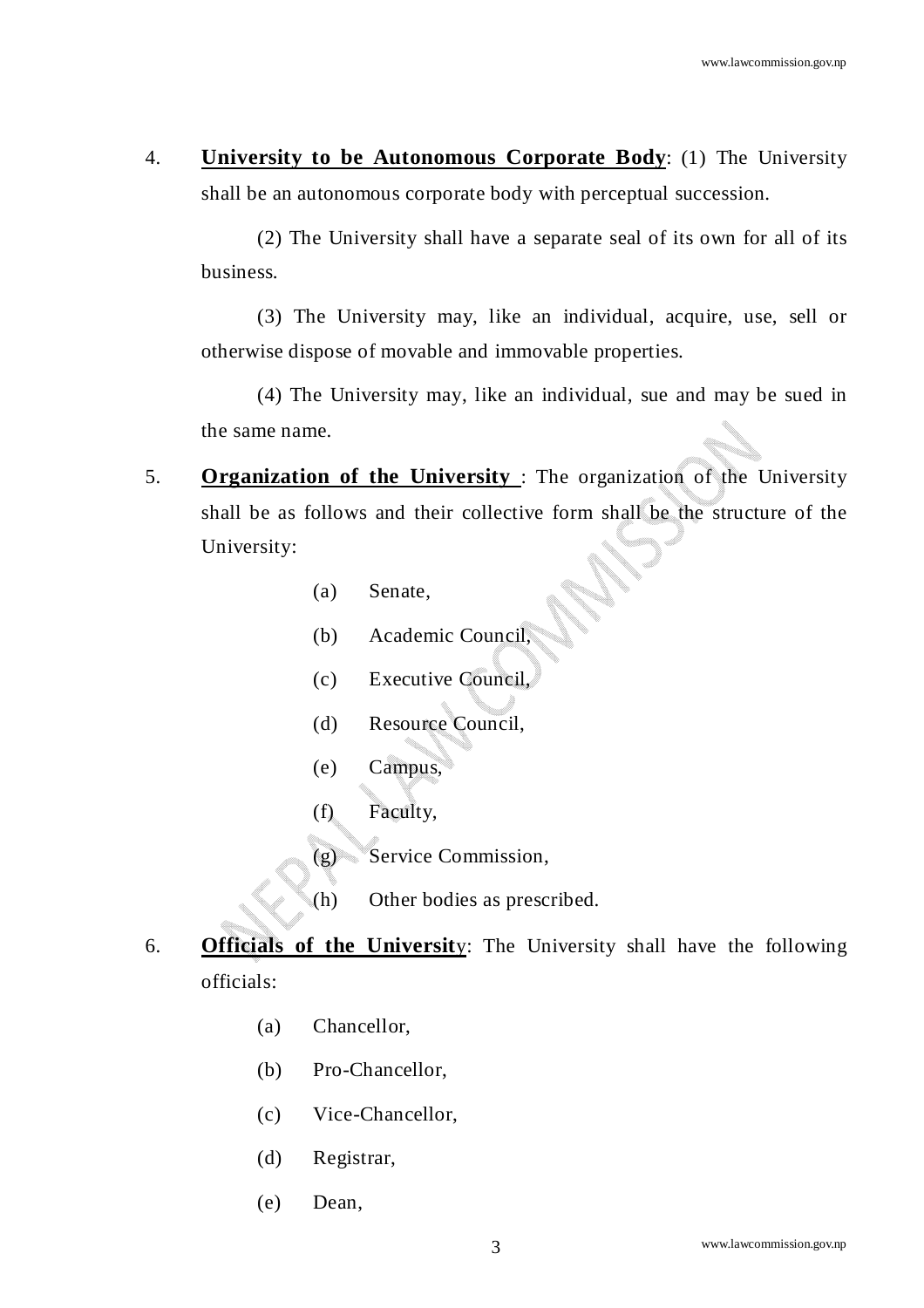4. **University to be Autonomous Corporate Body**: (1) The University shall be an autonomous corporate body with perceptual succession.

   (2) The University shall have a separate seal of its own for all of its business.

   (3) The University may, like an individual, acquire, use, sell or otherwise dispose of movable and immovable properties.

   (4) The University may, like an individual, sue and may be sued in the same name.

5. **Organization of the University** : The organization of the University shall be as follows and their collective form shall be the structure of the University:

   (a) Senate,

   (b) Academic Council,

   (c) Executive Council,

   (d) Resource Council,

   (e) Campus,

   (f) Faculty,

   (g) Service Commission,

   (h) Other bodies as prescribed.

6. **Officials of the University**: The University shall have the following officials:

   (a) Chancellor,

   (b) Pro-Chancellor,

   (c) Vice-Chancellor,

   (d) Registrar,

   (e) Dean,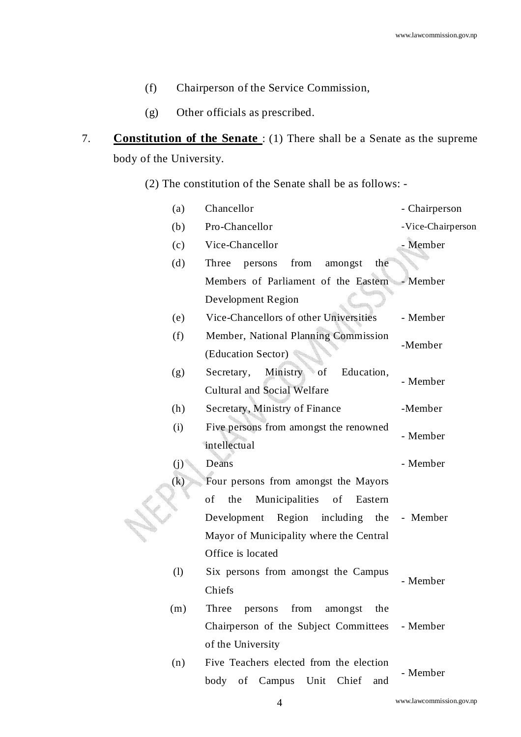(f) Chairperson of the Service Commission,

(g) Other officials as prescribed.

7. **Constitution of the Senate** : (1) There shall be a Senate as the supreme body of the University.

(2) The constitution of the Senate shall be as follows: -

| | | |
|---|---|---|
| (a) | Chancellor | - Chairperson |
| (b) | Pro-Chancellor | -Vice-Chairperson |
| (c) | Vice-Chancellor | - Member |
| (d) | Three persons from amongst the Members of Parliament of the Eastern Development Region | - Member |
| (e) | Vice-Chancellors of other Universities | - Member |
| (f) | Member, National Planning Commission (Education Sector) | -Member |
| (g) | Secretary, Ministry of Education, Cultural and Social Welfare | - Member |
| (h) | Secretary, Ministry of Finance | -Member |
| (i) | Five persons from amongst the renowned intellectual | - Member |
| (j) | Deans | - Member |
| (k) | Four persons from amongst the Mayors of the Municipalities of Eastern Development Region including the Mayor of Municipality where the Central Office is located | - Member |
| (l) | Six persons from amongst the Campus Chiefs | - Member |
| (m) | Three persons from amongst the Chairperson of the Subject Committees of the University | - Member |
| (n) | Five Teachers elected from the election body of Campus Unit Chief and | - Member |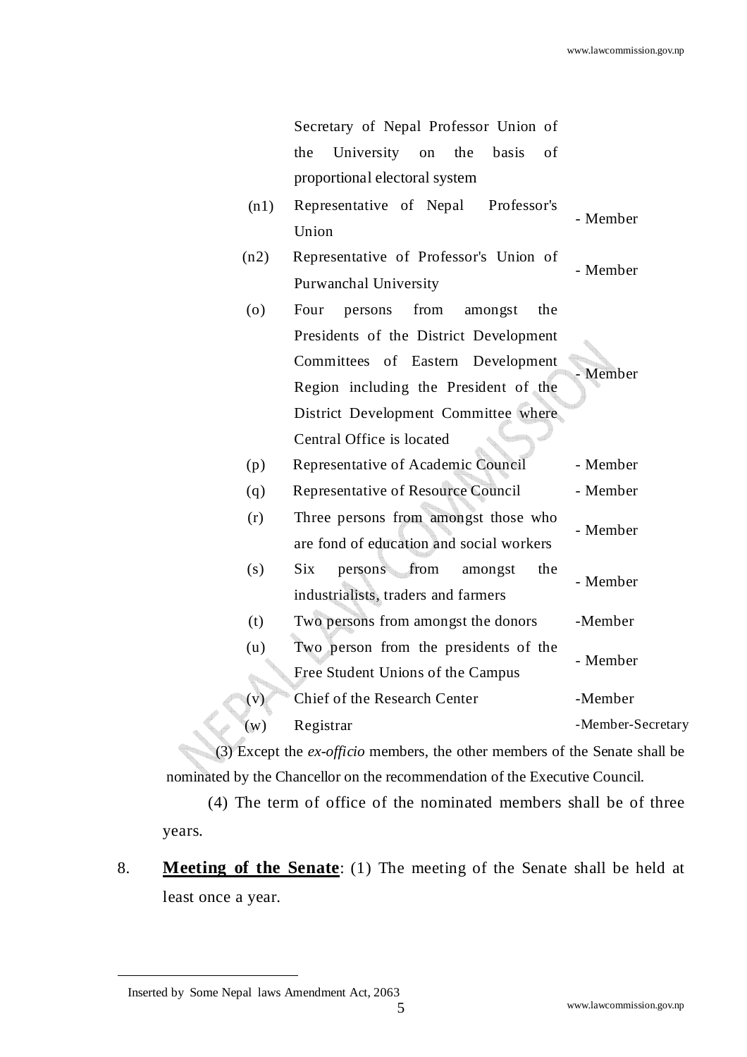| | | |
|---|---|---|
| | Secretary of Nepal Professor Union of the University on the basis of proportional electoral system | |
| (n1) | Representative of Nepal Professor's Union | - Member |
| (n2) | Representative of Professor's Union of Purwanchal University | - Member |
| (o) | Four persons from amongst the Presidents of the District Development Committees of Eastern Development Region including the President of the District Development Committee where Central Office is located | - Member |
| (p) | Representative of Academic Council | - Member |
| (q) | Representative of Resource Council | - Member |
| (r) | Three persons from amongst those who are fond of education and social workers | - Member |
| (s) | Six persons from amongst the industrialists, traders and farmers | - Member |
| (t) | Two persons from amongst the donors | -Member |
| (u) | Two person from the presidents of the Free Student Unions of the Campus | - Member |
| (v) | Chief of the Research Center | -Member |
| (w) | Registrar | -Member-Secretary |

(3) Except the *ex-officio* members, the other members of the Senate shall be nominated by the Chancellor on the recommendation of the Executive Council.

(4) The term of office of the nominated members shall be of three years.

8. **Meeting of the Senate**: (1) The meeting of the Senate shall be held at least once a year.

---

Inserted by Some Nepal laws Amendment Act, 2063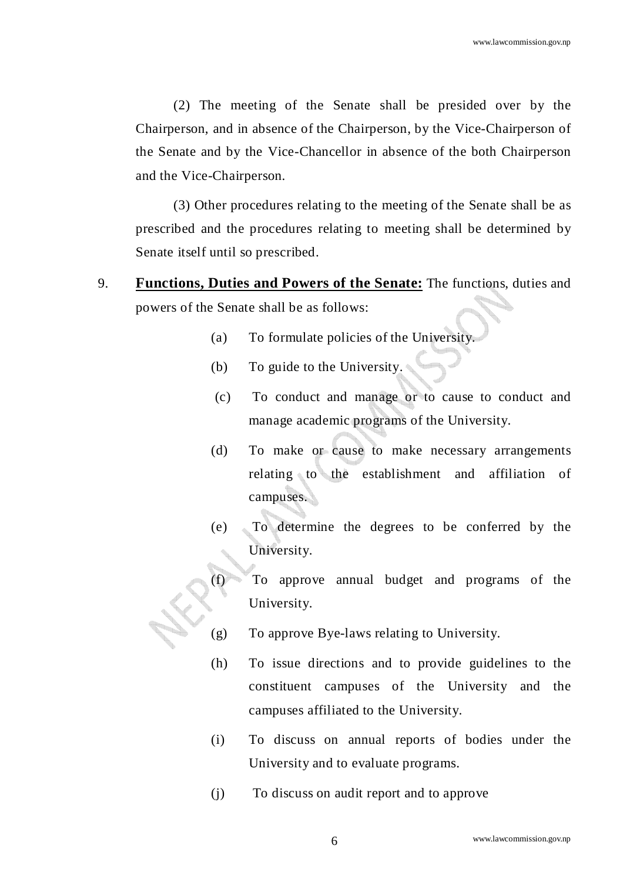(2) The meeting of the Senate shall be presided over by the Chairperson, and in absence of the Chairperson, by the Vice-Chairperson of the Senate and by the Vice-Chancellor in absence of the both Chairperson and the Vice-Chairperson.

(3) Other procedures relating to the meeting of the Senate shall be as prescribed and the procedures relating to meeting shall be determined by Senate itself until so prescribed.

9. **Functions, Duties and Powers of the Senate:** The functions, duties and powers of the Senate shall be as follows:

(a) To formulate policies of the University.

(b) To guide to the University.

(c) To conduct and manage or to cause to conduct and manage academic programs of the University.

(d) To make or cause to make necessary arrangements relating to the establishment and affiliation of campuses.

(e) To determine the degrees to be conferred by the University.

(f) To approve annual budget and programs of the University.

(g) To approve Bye-laws relating to University.

(h) To issue directions and to provide guidelines to the constituent campuses of the University and the campuses affiliated to the University.

(i) To discuss on annual reports of bodies under the University and to evaluate programs.

(j) To discuss on audit report and to approve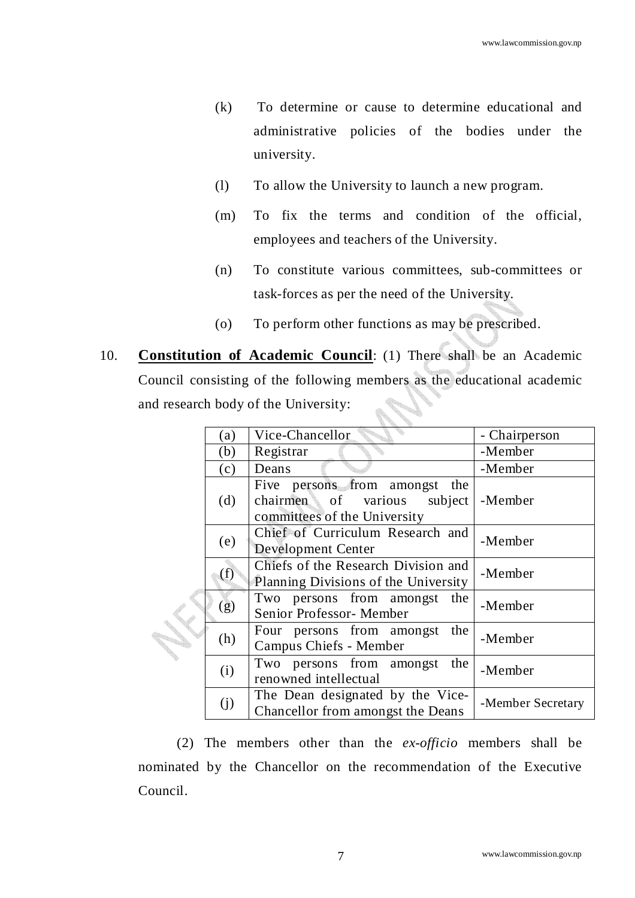(k) To determine or cause to determine educational and administrative policies of the bodies under the university.

(l) To allow the University to launch a new program.

(m) To fix the terms and condition of the official, employees and teachers of the University.

(n) To constitute various committees, sub-committees or task-forces as per the need of the University.

(o) To perform other functions as may be prescribed.

10. **<u>Constitution of Academic Council</u>**: (1) There shall be an Academic Council consisting of the following members as the educational academic and research body of the University:

| | | |
|---|---|---|
| (a) | Vice-Chancellor | - Chairperson |
| (b) | Registrar | -Member |
| (c) | Deans | -Member |
| (d) | Five persons from amongst the chairmen of various subject committees of the University | -Member |
| (e) | Chief of Curriculum Research and Development Center | -Member |
| (f) | Chiefs of the Research Division and Planning Divisions of the University | -Member |
| (g) | Two persons from amongst the Senior Professor- Member | -Member |
| (h) | Four persons from amongst the Campus Chiefs - Member | -Member |
| (i) | Two persons from amongst the renowned intellectual | -Member |
| (j) | The Dean designated by the Vice-Chancellor from amongst the Deans | -Member Secretary |

(2) The members other than the *ex-officio* members shall be nominated by the Chancellor on the recommendation of the Executive Council.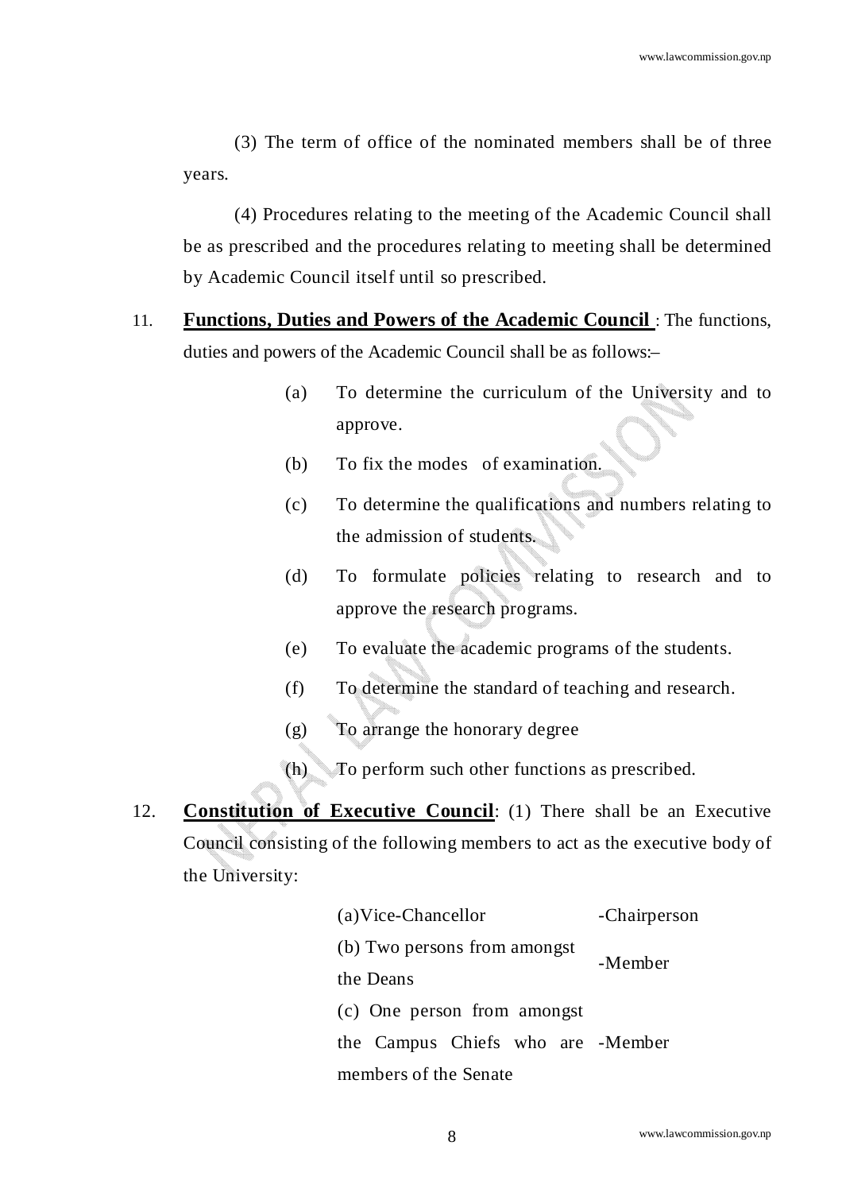(3) The term of office of the nominated members shall be of three years.

(4) Procedures relating to the meeting of the Academic Council shall be as prescribed and the procedures relating to meeting shall be determined by Academic Council itself until so prescribed.

11. **Functions, Duties and Powers of the Academic Council** : The functions, duties and powers of the Academic Council shall be as follows:–

(a) To determine the curriculum of the University and to approve.

(b) To fix the modes of examination.

(c) To determine the qualifications and numbers relating to the admission of students.

(d) To formulate policies relating to research and to approve the research programs.

(e) To evaluate the academic programs of the students.

(f) To determine the standard of teaching and research.

(g) To arrange the honorary degree

(h) To perform such other functions as prescribed.

12. **Constitution of Executive Council**: (1) There shall be an Executive Council consisting of the following members to act as the executive body of the University:

| | |
|---|---|
| (a)Vice-Chancellor | -Chairperson |
| (b) Two persons from amongst the Deans | -Member |
| (c) One person from amongst the Campus Chiefs who are members of the Senate | -Member |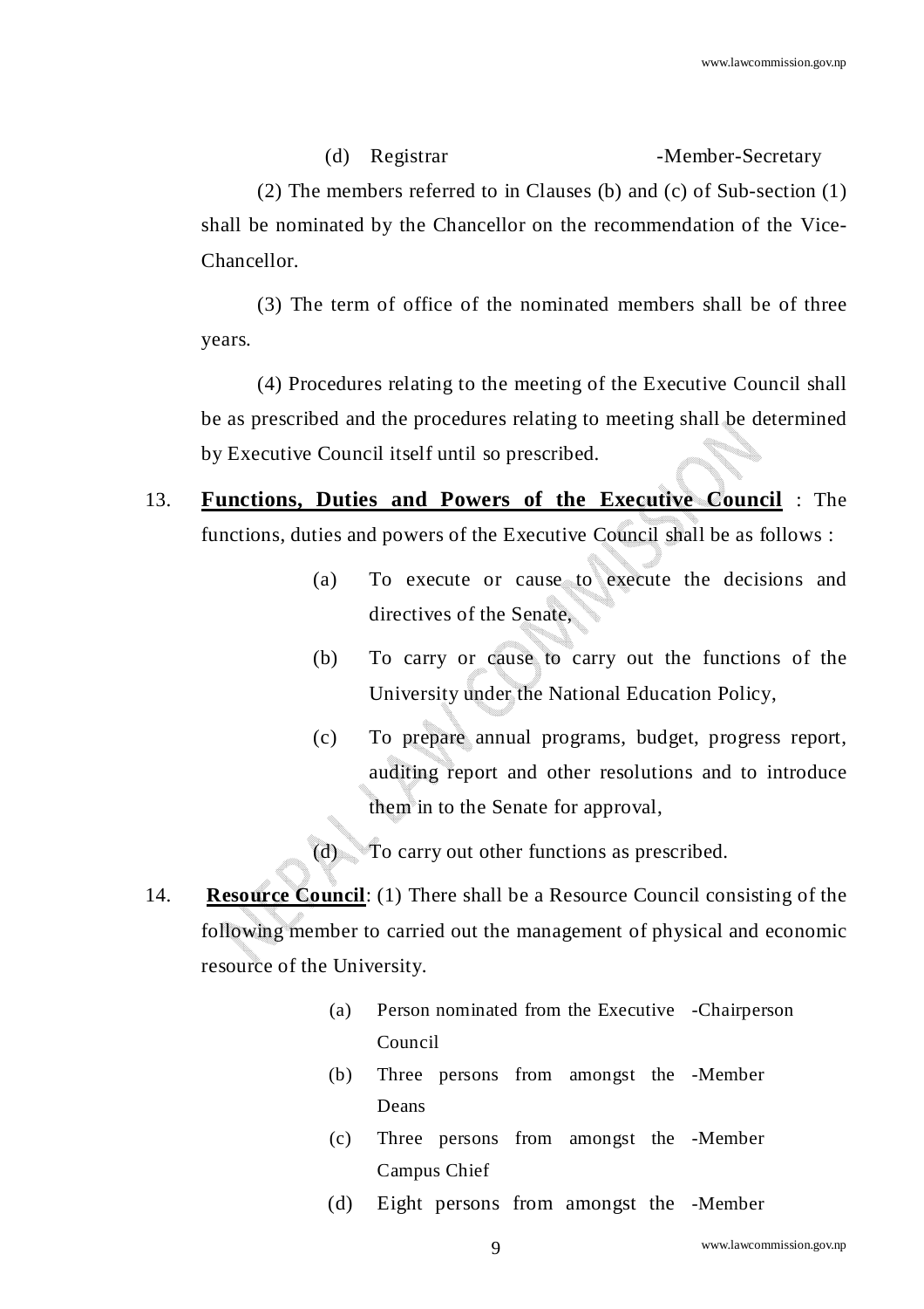(d) Registrar -Member-Secretary

(2) The members referred to in Clauses (b) and (c) of Sub-section (1) shall be nominated by the Chancellor on the recommendation of the Vice-Chancellor.

(3) The term of office of the nominated members shall be of three years.

(4) Procedures relating to the meeting of the Executive Council shall be as prescribed and the procedures relating to meeting shall be determined by Executive Council itself until so prescribed.

13. **Functions, Duties and Powers of the Executive Council** : The functions, duties and powers of the Executive Council shall be as follows :

(a) To execute or cause to execute the decisions and directives of the Senate,

(b) To carry or cause to carry out the functions of the University under the National Education Policy,

(c) To prepare annual programs, budget, progress report, auditing report and other resolutions and to introduce them in to the Senate for approval,

(d) To carry out other functions as prescribed.

14. **Resource Council**: (1) There shall be a Resource Council consisting of the following member to carried out the management of physical and economic resource of the University.

(a) Person nominated from the Executive Council -Chairperson

(b) Three persons from amongst the Deans -Member

(c) Three persons from amongst the Campus Chief -Member

(d) Eight persons from amongst the -Member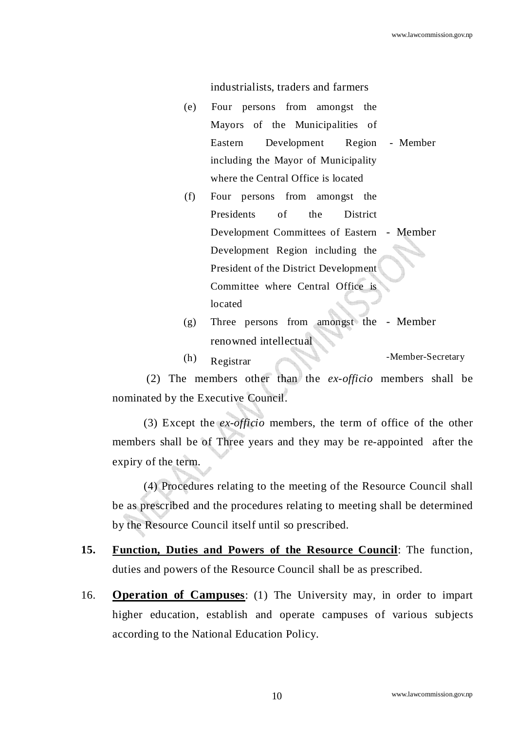industrialists, traders and farmers

(e) Four persons from amongst the Mayors of the Municipalities of Eastern Development Region including the Mayor of Municipality where the Central Office is located - Member

(f) Four persons from amongst the Presidents of the District Development Committees of Eastern Development Region including the President of the District Development Committee where Central Office is located - Member

(g) Three persons from amongst the renowned intellectual - Member

(h) Registrar -Member-Secretary

(2) The members other than the *ex-officio* members shall be nominated by the Executive Council.

(3) Except the *ex-officio* members, the term of office of the other members shall be of Three years and they may be re-appointed after the expiry of the term.

(4) Procedures relating to the meeting of the Resource Council shall be as prescribed and the procedures relating to meeting shall be determined by the Resource Council itself until so prescribed.

**15. Function, Duties and Powers of the Resource Council**: The function, duties and powers of the Resource Council shall be as prescribed.

16. **Operation of Campuses**: (1) The University may, in order to impart higher education, establish and operate campuses of various subjects according to the National Education Policy.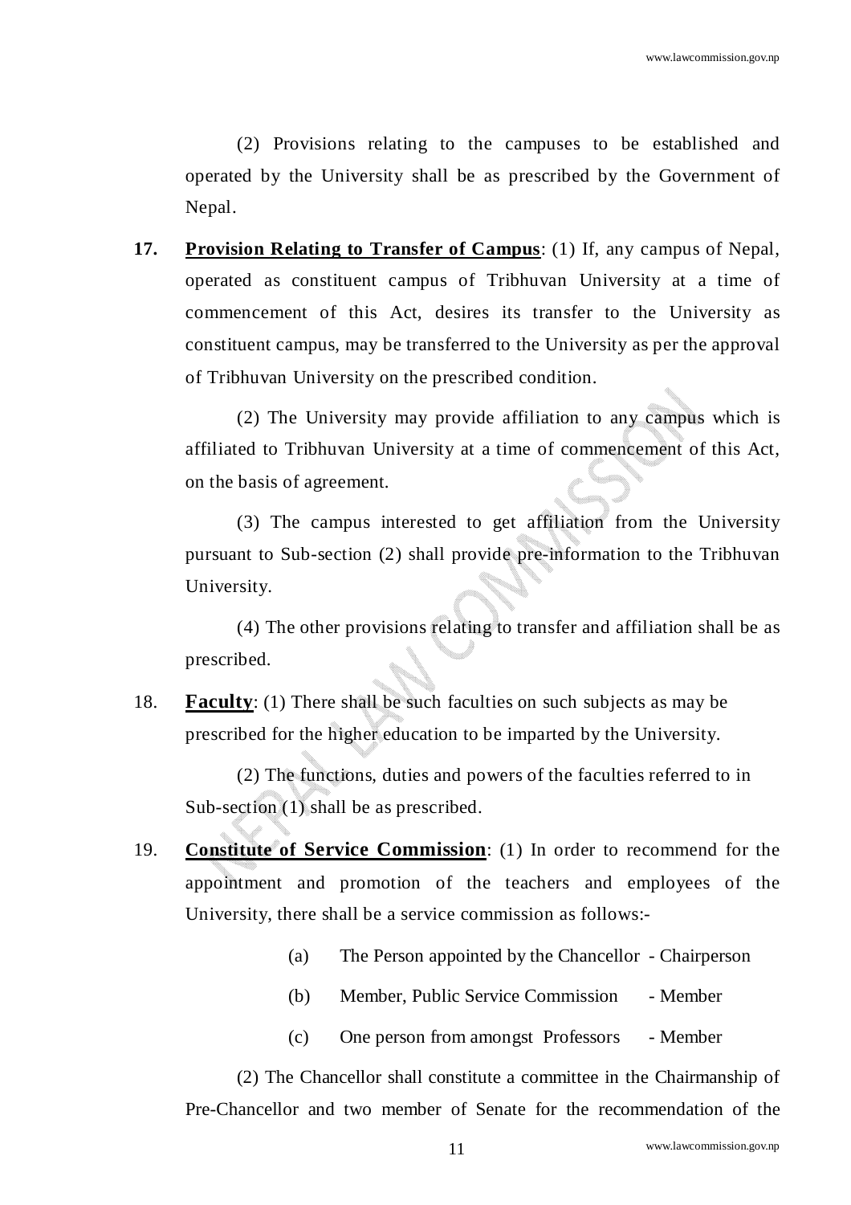(2) Provisions relating to the campuses to be established and operated by the University shall be as prescribed by the Government of Nepal.

**17.** **Provision Relating to Transfer of Campus**: (1) If, any campus of Nepal, operated as constituent campus of Tribhuvan University at a time of commencement of this Act, desires its transfer to the University as constituent campus, may be transferred to the University as per the approval of Tribhuvan University on the prescribed condition.

(2) The University may provide affiliation to any campus which is affiliated to Tribhuvan University at a time of commencement of this Act, on the basis of agreement.

(3) The campus interested to get affiliation from the University pursuant to Sub-section (2) shall provide pre-information to the Tribhuvan University.

(4) The other provisions relating to transfer and affiliation shall be as prescribed.

18. **Faculty**: (1) There shall be such faculties on such subjects as may be prescribed for the higher education to be imparted by the University.

(2) The functions, duties and powers of the faculties referred to in Sub-section (1) shall be as prescribed.

19. **Constitute of Service Commission**: (1) In order to recommend for the appointment and promotion of the teachers and employees of the University, there shall be a service commission as follows:-

(a) The Person appointed by the Chancellor - Chairperson

(b) Member, Public Service Commission - Member

(c) One person from amongst Professors - Member

(2) The Chancellor shall constitute a committee in the Chairmanship of Pre-Chancellor and two member of Senate for the recommendation of the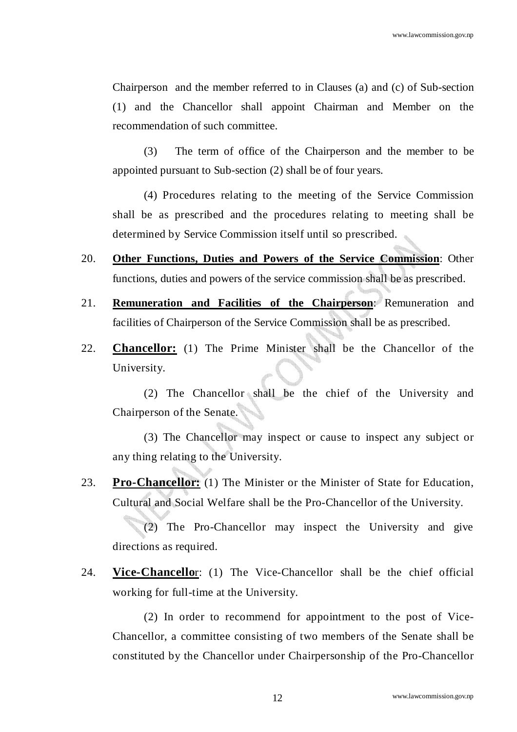Chairperson and the member referred to in Clauses (a) and (c) of Sub-section (1) and the Chancellor shall appoint Chairman and Member on the recommendation of such committee.

(3) The term of office of the Chairperson and the member to be appointed pursuant to Sub-section (2) shall be of four years.

(4) Procedures relating to the meeting of the Service Commission shall be as prescribed and the procedures relating to meeting shall be determined by Service Commission itself until so prescribed.

20. **Other Functions, Duties and Powers of the Service Commission**: Other functions, duties and powers of the service commission shall be as prescribed.

21. **Remuneration and Facilities of the Chairperson**: Remuneration and facilities of Chairperson of the Service Commission shall be as prescribed.

22. **Chancellor:** (1) The Prime Minister shall be the Chancellor of the University.

(2) The Chancellor shall be the chief of the University and Chairperson of the Senate.

(3) The Chancellor may inspect or cause to inspect any subject or any thing relating to the University.

23. **Pro-Chancellor:** (1) The Minister or the Minister of State for Education, Cultural and Social Welfare shall be the Pro-Chancellor of the University.

(2) The Pro-Chancellor may inspect the University and give directions as required.

24. **Vice-Chancellor**: (1) The Vice-Chancellor shall be the chief official working for full-time at the University.

(2) In order to recommend for appointment to the post of Vice-Chancellor, a committee consisting of two members of the Senate shall be constituted by the Chancellor under Chairpersonship of the Pro-Chancellor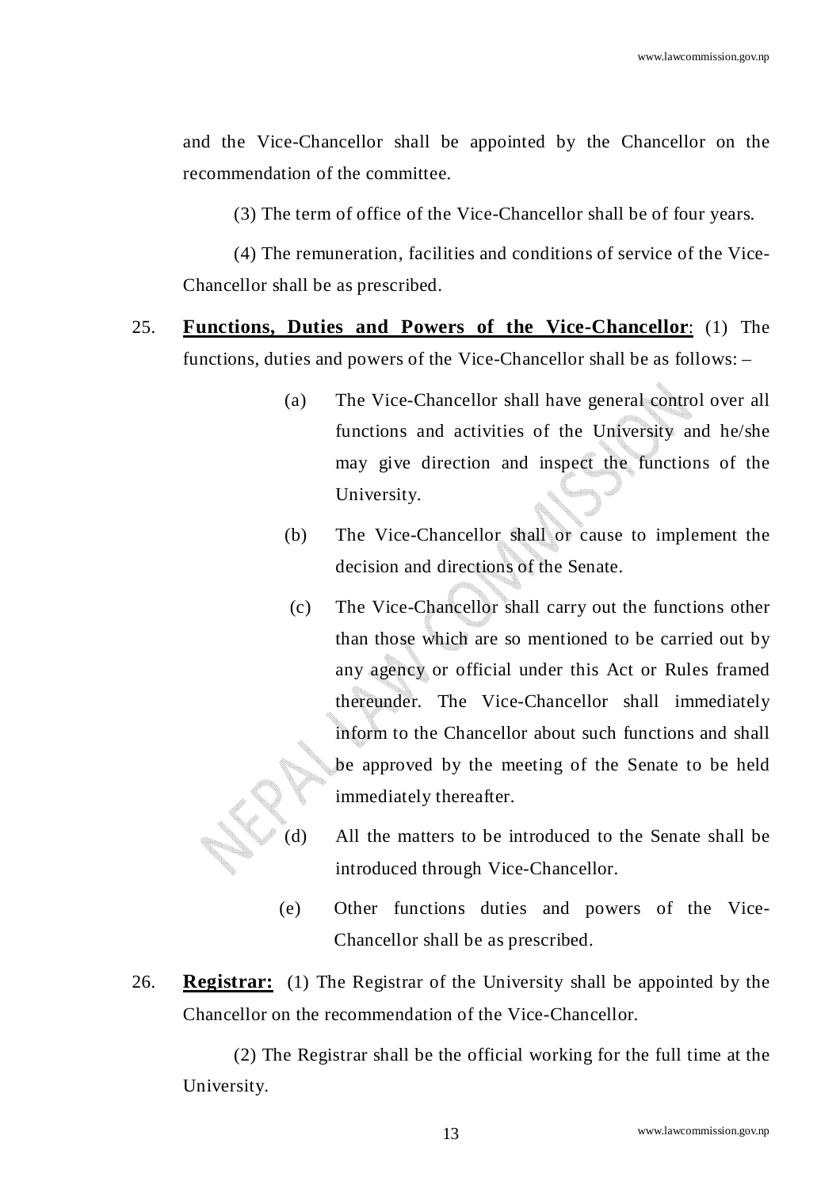and the Vice-Chancellor shall be appointed by the Chancellor on the recommendation of the committee.

(3) The term of office of the Vice-Chancellor shall be of four years.

(4) The remuneration, facilities and conditions of service of the Vice-Chancellor shall be as prescribed.

25. **Functions, Duties and Powers of the Vice-Chancellor**: (1) The functions, duties and powers of the Vice-Chancellor shall be as follows: –

(a) The Vice-Chancellor shall have general control over all functions and activities of the University and he/she may give direction and inspect the functions of the University.

(b) The Vice-Chancellor shall or cause to implement the decision and directions of the Senate.

(c) The Vice-Chancellor shall carry out the functions other than those which are so mentioned to be carried out by any agency or official under this Act or Rules framed thereunder. The Vice-Chancellor shall immediately inform to the Chancellor about such functions and shall be approved by the meeting of the Senate to be held immediately thereafter.

(d) All the matters to be introduced to the Senate shall be introduced through Vice-Chancellor.

(e) Other functions duties and powers of the Vice-Chancellor shall be as prescribed.

26. **Registrar:** (1) The Registrar of the University shall be appointed by the Chancellor on the recommendation of the Vice-Chancellor.

(2) The Registrar shall be the official working for the full time at the University.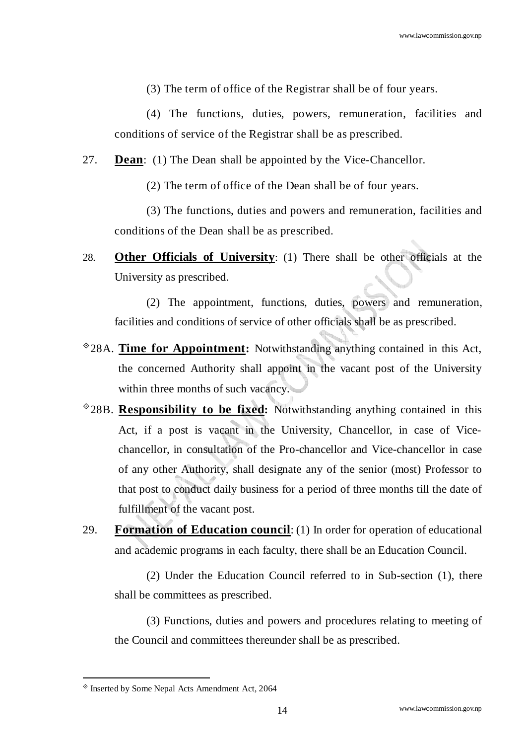(3) The term of office of the Registrar shall be of four years.

(4) The functions, duties, powers, remuneration, facilities and conditions of service of the Registrar shall be as prescribed.

27. **Dean**: (1) The Dean shall be appointed by the Vice-Chancellor.

(2) The term of office of the Dean shall be of four years.

(3) The functions, duties and powers and remuneration, facilities and conditions of the Dean shall be as prescribed.

28. **Other Officials of University**: (1) There shall be other officials at the University as prescribed.

(2) The appointment, functions, duties, powers and remuneration, facilities and conditions of service of other officials shall be as prescribed.

◊28A. **Time for Appointment:** Notwithstanding anything contained in this Act, the concerned Authority shall appoint in the vacant post of the University within three months of such vacancy.

◊28B. **Responsibility to be fixed:** Notwithstanding anything contained in this Act, if a post is vacant in the University, Chancellor, in case of Vice-chancellor, in consultation of the Pro-chancellor and Vice-chancellor in case of any other Authority, shall designate any of the senior (most) Professor to that post to conduct daily business for a period of three months till the date of fulfillment of the vacant post.

29. **Formation of Education council**: (1) In order for operation of educational and academic programs in each faculty, there shall be an Education Council.

(2) Under the Education Council referred to in Sub-section (1), there shall be committees as prescribed.

(3) Functions, duties and powers and procedures relating to meeting of the Council and committees thereunder shall be as prescribed.

---

◊ Inserted by Some Nepal Acts Amendment Act, 2064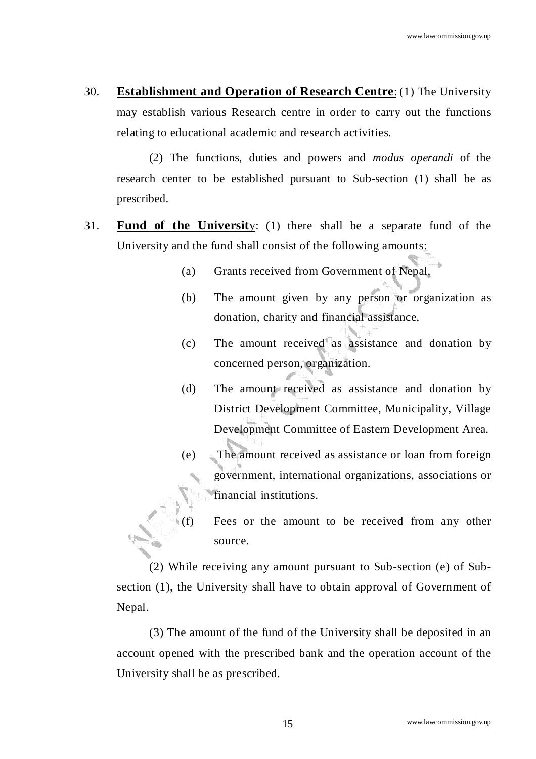30. **Establishment and Operation of Research Centre**: (1) The University may establish various Research centre in order to carry out the functions relating to educational academic and research activities.

(2) The functions, duties and powers and *modus operandi* of the research center to be established pursuant to Sub-section (1) shall be as prescribed.

31. **Fund of the Universit**y: (1) there shall be a separate fund of the University and the fund shall consist of the following amounts:

(a) Grants received from Government of Nepal,

(b) The amount given by any person or organization as donation, charity and financial assistance,

(c) The amount received as assistance and donation by concerned person, organization.

(d) The amount received as assistance and donation by District Development Committee, Municipality, Village Development Committee of Eastern Development Area.

(e) The amount received as assistance or loan from foreign government, international organizations, associations or financial institutions.

(f) Fees or the amount to be received from any other source.

(2) While receiving any amount pursuant to Sub-section (e) of Sub-section (1), the University shall have to obtain approval of Government of Nepal.

(3) The amount of the fund of the University shall be deposited in an account opened with the prescribed bank and the operation account of the University shall be as prescribed.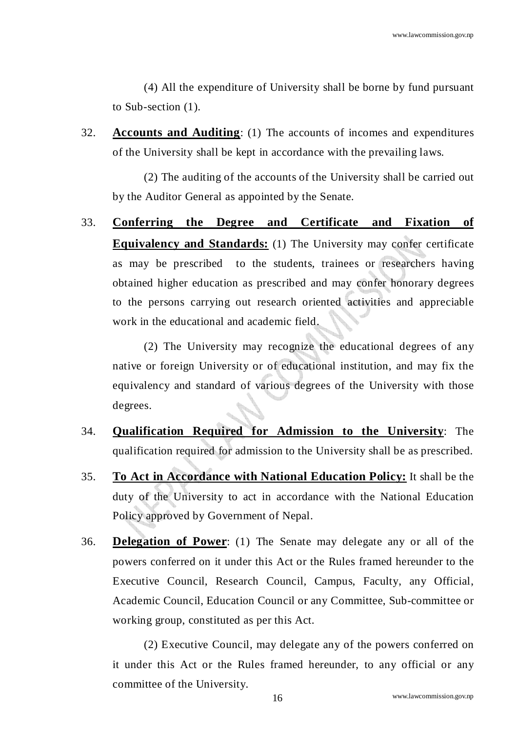(4) All the expenditure of University shall be borne by fund pursuant to Sub-section (1).

32. **Accounts and Auditing**: (1) The accounts of incomes and expenditures of the University shall be kept in accordance with the prevailing laws.

(2) The auditing of the accounts of the University shall be carried out by the Auditor General as appointed by the Senate.

33. **Conferring the Degree and Certificate and Fixation of Equivalency and Standards:** (1) The University may confer certificate as may be prescribed to the students, trainees or researchers having obtained higher education as prescribed and may confer honorary degrees to the persons carrying out research oriented activities and appreciable work in the educational and academic field.

(2) The University may recognize the educational degrees of any native or foreign University or of educational institution, and may fix the equivalency and standard of various degrees of the University with those degrees.

34. **Qualification Required for Admission to the University**: The qualification required for admission to the University shall be as prescribed.

35. **To Act in Accordance with National Education Policy:** It shall be the duty of the University to act in accordance with the National Education Policy approved by Government of Nepal.

36. **Delegation of Power**: (1) The Senate may delegate any or all of the powers conferred on it under this Act or the Rules framed hereunder to the Executive Council, Research Council, Campus, Faculty, any Official, Academic Council, Education Council or any Committee, Sub-committee or working group, constituted as per this Act.

(2) Executive Council, may delegate any of the powers conferred on it under this Act or the Rules framed hereunder, to any official or any committee of the University.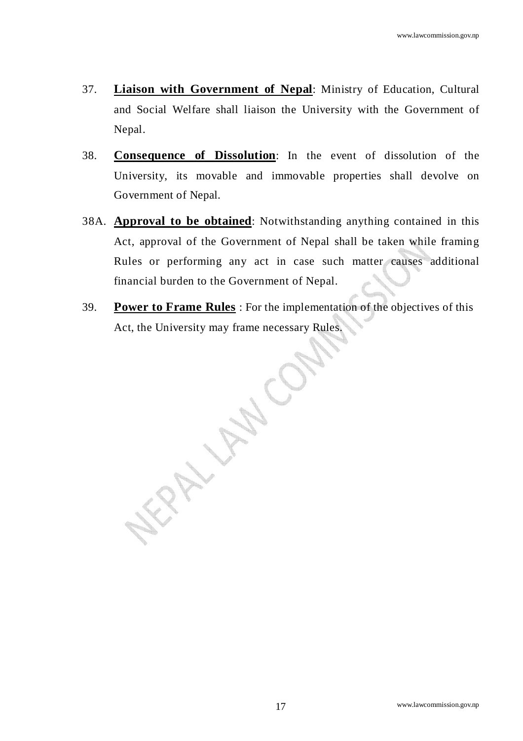37. **Liaison with Government of Nepal**: Ministry of Education, Cultural and Social Welfare shall liaison the University with the Government of Nepal.

38. **Consequence of Dissolution**: In the event of dissolution of the University, its movable and immovable properties shall devolve on Government of Nepal.

38A. **Approval to be obtained**: Notwithstanding anything contained in this Act, approval of the Government of Nepal shall be taken while framing Rules or performing any act in case such matter causes additional financial burden to the Government of Nepal.

39. **Power to Frame Rules** : For the implementation of the objectives of this Act, the University may frame necessary Rules.